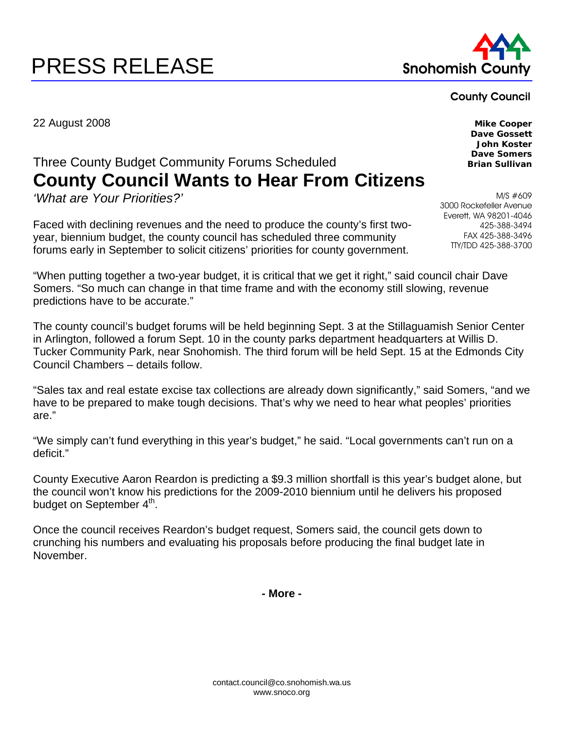# PRESS RELEASE

**Snohomish County**

**County Council**

**Mike Cooper**
**Dave Gossett**
**John Koster**
**Dave Somers**
**Brian Sullivan**

M/S #609
3000 Rockefeller Avenue
Everett, WA 98201-4046
425-388-3494
FAX 425-388-3496
TTY/TDD 425-388-3700

22 August 2008

## Three County Budget Community Forums Scheduled

# County Council Wants to Hear From Citizens

*'What are Your Priorities?'*

Faced with declining revenues and the need to produce the county's first two-year, biennium budget, the county council has scheduled three community forums early in September to solicit citizens' priorities for county government.

"When putting together a two-year budget, it is critical that we get it right," said council chair Dave Somers. "So much can change in that time frame and with the economy still slowing, revenue predictions have to be accurate."

The county council's budget forums will be held beginning Sept. 3 at the Stillaguamish Senior Center in Arlington, followed a forum Sept. 10 in the county parks department headquarters at Willis D. Tucker Community Park, near Snohomish. The third forum will be held Sept. 15 at the Edmonds City Council Chambers – details follow.

"Sales tax and real estate excise tax collections are already down significantly," said Somers, "and we have to be prepared to make tough decisions. That's why we need to hear what peoples' priorities are."

"We simply can't fund everything in this year's budget," he said. "Local governments can't run on a deficit."

County Executive Aaron Reardon is predicting a $9.3 million shortfall is this year's budget alone, but the council won't know his predictions for the 2009-2010 biennium until he delivers his proposed budget on September 4th.

Once the council receives Reardon's budget request, Somers said, the council gets down to crunching his numbers and evaluating his proposals before producing the final budget late in November.

**- More -**

contact.council@co.snohomish.wa.us
www.snoco.org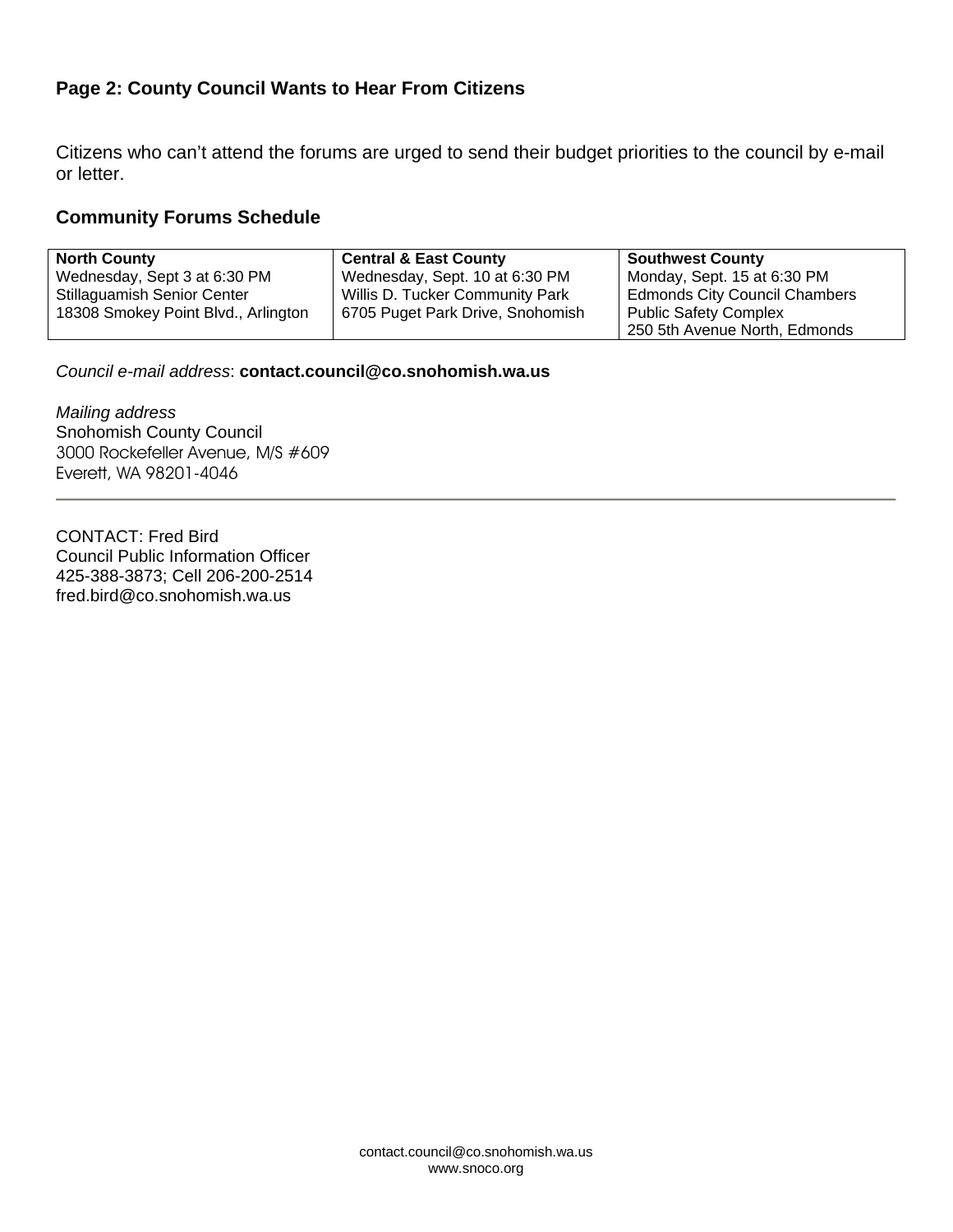**Page 2: County Council Wants to Hear From Citizens**

Citizens who can't attend the forums are urged to send their budget priorities to the council by e-mail or letter.

**Community Forums Schedule**

| **North County** | **Central & East County** | **Southwest County** |
|---|---|---|
| Wednesday, Sept 3 at 6:30 PM<br>Stillaguamish Senior Center<br>18308 Smokey Point Blvd., Arlington | Wednesday, Sept. 10 at 6:30 PM<br>Willis D. Tucker Community Park<br>6705 Puget Park Drive, Snohomish | Monday, Sept. 15 at 6:30 PM<br>Edmonds City Council Chambers<br>Public Safety Complex<br>250 5th Avenue North, Edmonds |

*Council e-mail address*: **contact.council@co.snohomish.wa.us**

*Mailing address*
Snohomish County Council
3000 Rockefeller Avenue, M/S #609
Everett, WA 98201-4046

---

CONTACT: Fred Bird
Council Public Information Officer
425-388-3873; Cell 206-200-2514
fred.bird@co.snohomish.wa.us

contact.council@co.snohomish.wa.us
www.snoco.org